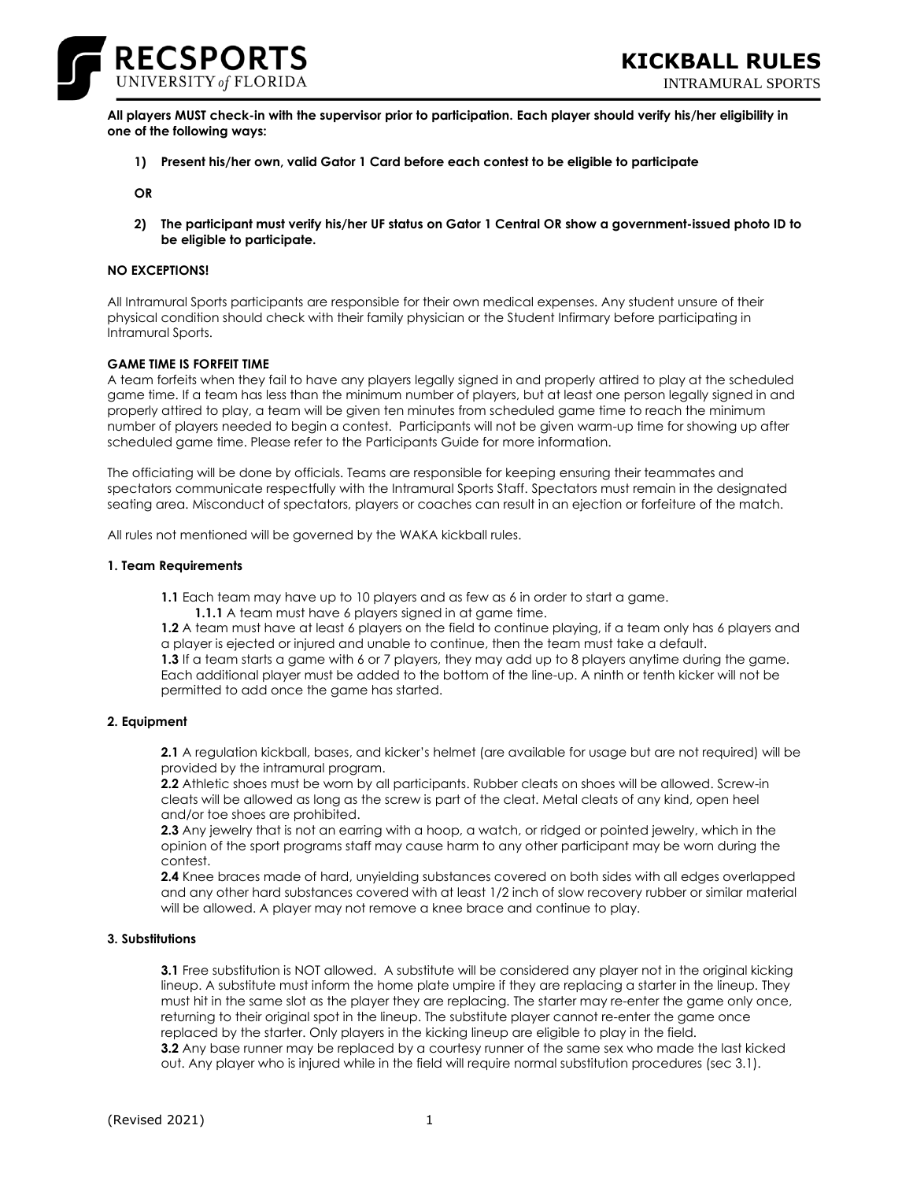# KICKBALL RULES

INTRAMURAL SPORTS

**All players MUST check-in with the supervisor prior to participation. Each player should verify his/her eligibility in one of the following ways:**

1) **Present his/her own, valid Gator 1 Card before each contest to be eligible to participate**

**OR**

2) **The participant must verify his/her UF status on Gator 1 Central OR show a government-issued photo ID to be eligible to participate.**

**NO EXCEPTIONS!**

All Intramural Sports participants are responsible for their own medical expenses. Any student unsure of their physical condition should check with their family physician or the Student Infirmary before participating in Intramural Sports.

**GAME TIME IS FORFEIT TIME**

A team forfeits when they fail to have any players legally signed in and properly attired to play at the scheduled game time. If a team has less than the minimum number of players, but at least one person legally signed in and properly attired to play, a team will be given ten minutes from scheduled game time to reach the minimum number of players needed to begin a contest. Participants will not be given warm-up time for showing up after scheduled game time. Please refer to the Participants Guide for more information.

The officiating will be done by officials. Teams are responsible for keeping ensuring their teammates and spectators communicate respectfully with the Intramural Sports Staff. Spectators must remain in the designated seating area. Misconduct of spectators, players or coaches can result in an ejection or forfeiture of the match.

All rules not mentioned will be governed by the WAKA kickball rules.

## 1. Team Requirements

**1.1** Each team may have up to 10 players and as few as 6 in order to start a game.

**1.1.1** A team must have 6 players signed in at game time.

**1.2** A team must have at least 6 players on the field to continue playing, if a team only has 6 players and a player is ejected or injured and unable to continue, then the team must take a default.

**1.3** If a team starts a game with 6 or 7 players, they may add up to 8 players anytime during the game. Each additional player must be added to the bottom of the line-up. A ninth or tenth kicker will not be permitted to add once the game has started.

## 2. Equipment

**2.1** A regulation kickball, bases, and kicker's helmet (are available for usage but are not required) will be provided by the intramural program.

**2.2** Athletic shoes must be worn by all participants. Rubber cleats on shoes will be allowed. Screw-in cleats will be allowed as long as the screw is part of the cleat. Metal cleats of any kind, open heel and/or toe shoes are prohibited.

**2.3** Any jewelry that is not an earring with a hoop, a watch, or ridged or pointed jewelry, which in the opinion of the sport programs staff may cause harm to any other participant may be worn during the contest.

**2.4** Knee braces made of hard, unyielding substances covered on both sides with all edges overlapped and any other hard substances covered with at least 1/2 inch of slow recovery rubber or similar material will be allowed. A player may not remove a knee brace and continue to play.

## 3. Substitutions

**3.1** Free substitution is NOT allowed. A substitute will be considered any player not in the original kicking lineup. A substitute must inform the home plate umpire if they are replacing a starter in the lineup. They must hit in the same slot as the player they are replacing. The starter may re-enter the game only once, returning to their original spot in the lineup. The substitute player cannot re-enter the game once replaced by the starter. Only players in the kicking lineup are eligible to play in the field.

**3.2** Any base runner may be replaced by a courtesy runner of the same sex who made the last kicked out. Any player who is injured while in the field will require normal substitution procedures (sec 3.1).

(Revised 2021)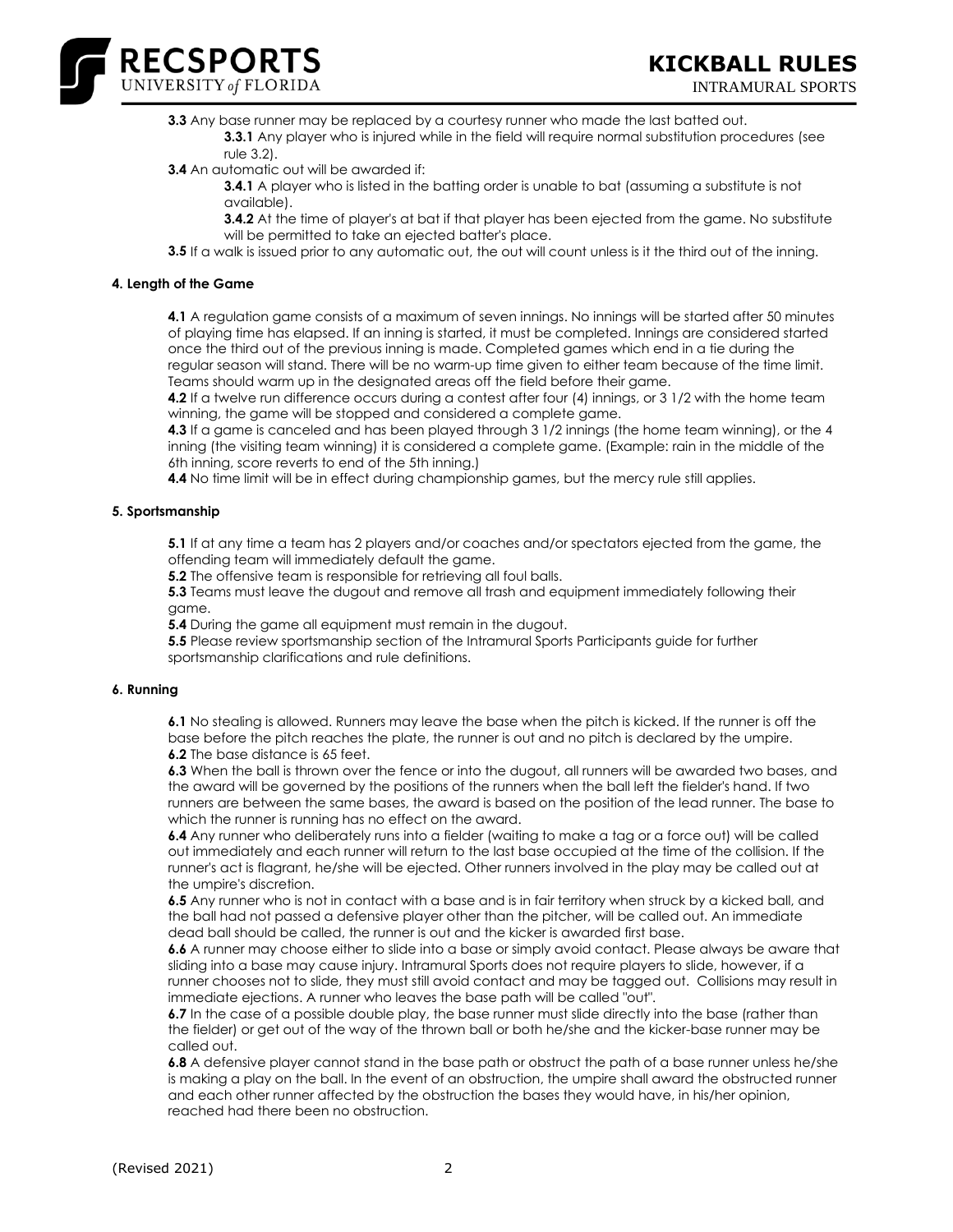**3.3** Any base runner may be replaced by a courtesy runner who made the last batted out.

**3.3.1** Any player who is injured while in the field will require normal substitution procedures (see rule 3.2).

**3.4** An automatic out will be awarded if:

**3.4.1** A player who is listed in the batting order is unable to bat (assuming a substitute is not available).

**3.4.2** At the time of player's at bat if that player has been ejected from the game. No substitute will be permitted to take an ejected batter's place.

**3.5** If a walk is issued prior to any automatic out, the out will count unless is it the third out of the inning.

**4. Length of the Game**

**4.1** A regulation game consists of a maximum of seven innings. No innings will be started after 50 minutes of playing time has elapsed. If an inning is started, it must be completed. Innings are considered started once the third out of the previous inning is made. Completed games which end in a tie during the regular season will stand. There will be no warm-up time given to either team because of the time limit. Teams should warm up in the designated areas off the field before their game.

**4.2** If a twelve run difference occurs during a contest after four (4) innings, or 3 1/2 with the home team winning, the game will be stopped and considered a complete game.

**4.3** If a game is canceled and has been played through 3 1/2 innings (the home team winning), or the 4 inning (the visiting team winning) it is considered a complete game. (Example: rain in the middle of the 6th inning, score reverts to end of the 5th inning.)

**4.4** No time limit will be in effect during championship games, but the mercy rule still applies.

**5. Sportsmanship**

**5.1** If at any time a team has 2 players and/or coaches and/or spectators ejected from the game, the offending team will immediately default the game.

**5.2** The offensive team is responsible for retrieving all foul balls.

**5.3** Teams must leave the dugout and remove all trash and equipment immediately following their game.

**5.4** During the game all equipment must remain in the dugout.

**5.5** Please review sportsmanship section of the Intramural Sports Participants guide for further sportsmanship clarifications and rule definitions.

**6. Running**

**6.1** No stealing is allowed. Runners may leave the base when the pitch is kicked. If the runner is off the base before the pitch reaches the plate, the runner is out and no pitch is declared by the umpire.

**6.2** The base distance is 65 feet.

**6.3** When the ball is thrown over the fence or into the dugout, all runners will be awarded two bases, and the award will be governed by the positions of the runners when the ball left the fielder's hand. If two runners are between the same bases, the award is based on the position of the lead runner. The base to which the runner is running has no effect on the award.

**6.4** Any runner who deliberately runs into a fielder (waiting to make a tag or a force out) will be called out immediately and each runner will return to the last base occupied at the time of the collision. If the runner's act is flagrant, he/she will be ejected. Other runners involved in the play may be called out at the umpire's discretion.

**6.5** Any runner who is not in contact with a base and is in fair territory when struck by a kicked ball, and the ball had not passed a defensive player other than the pitcher, will be called out. An immediate dead ball should be called, the runner is out and the kicker is awarded first base.

**6.6** A runner may choose either to slide into a base or simply avoid contact. Please always be aware that sliding into a base may cause injury. Intramural Sports does not require players to slide, however, if a runner chooses not to slide, they must still avoid contact and may be tagged out. Collisions may result in immediate ejections. A runner who leaves the base path will be called "out".

**6.7** In the case of a possible double play, the base runner must slide directly into the base (rather than the fielder) or get out of the way of the thrown ball or both he/she and the kicker-base runner may be called out.

**6.8** A defensive player cannot stand in the base path or obstruct the path of a base runner unless he/she is making a play on the ball. In the event of an obstruction, the umpire shall award the obstructed runner and each other runner affected by the obstruction the bases they would have, in his/her opinion, reached had there been no obstruction.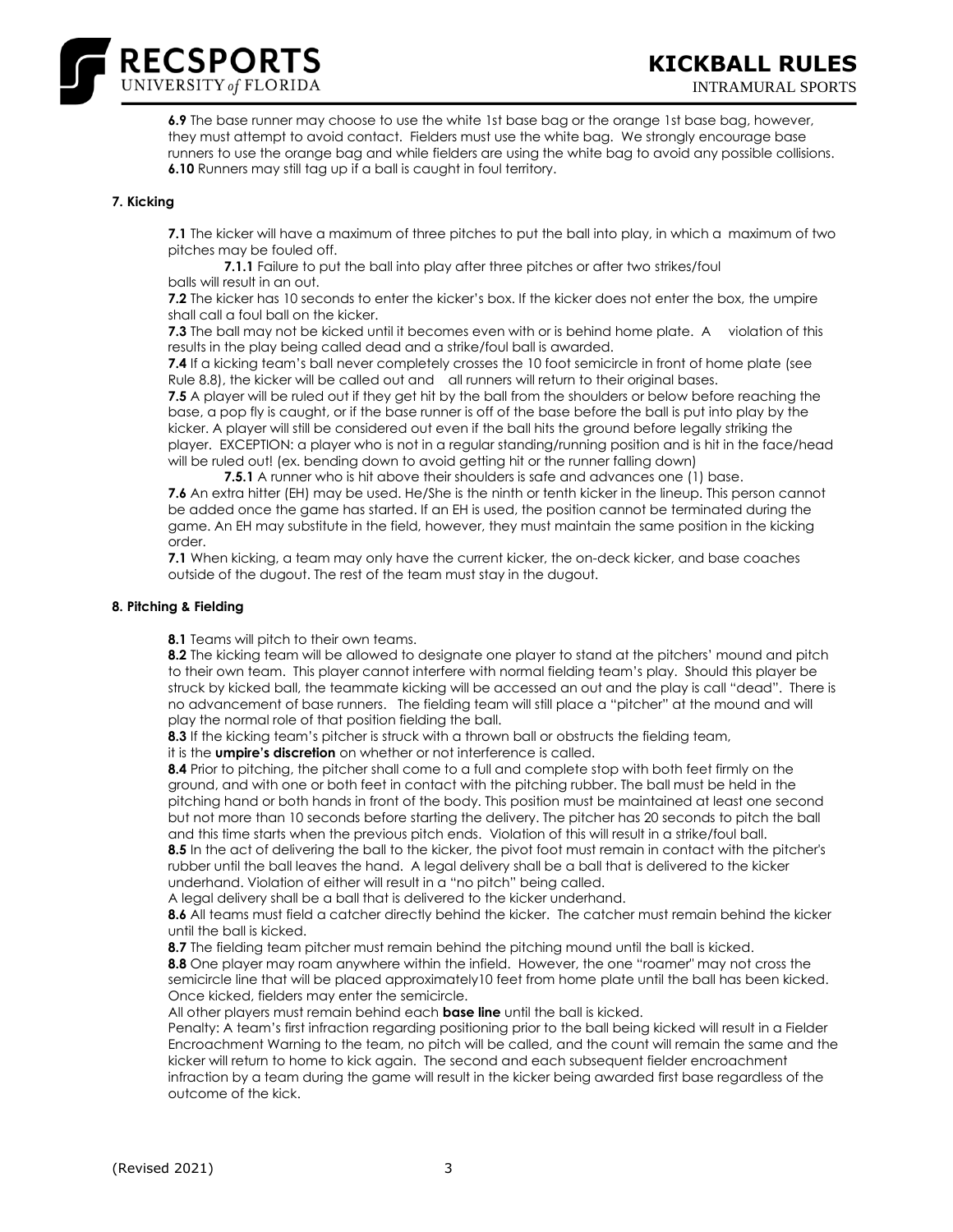**6.9** The base runner may choose to use the white 1st base bag or the orange 1st base bag, however, they must attempt to avoid contact. Fielders must use the white bag. We strongly encourage base runners to use the orange bag and while fielders are using the white bag to avoid any possible collisions.
**6.10** Runners may still tag up if a ball is caught in foul territory.

#### 7. Kicking

**7.1** The kicker will have a maximum of three pitches to put the ball into play, in which a maximum of two pitches may be fouled off.

**7.1.1** Failure to put the ball into play after three pitches or after two strikes/foul balls will result in an out.

**7.2** The kicker has 10 seconds to enter the kicker's box. If the kicker does not enter the box, the umpire shall call a foul ball on the kicker.

**7.3** The ball may not be kicked until it becomes even with or is behind home plate. A violation of this results in the play being called dead and a strike/foul ball is awarded.

**7.4** If a kicking team's ball never completely crosses the 10 foot semicircle in front of home plate (see Rule 8.8), the kicker will be called out and all runners will return to their original bases.

**7.5** A player will be ruled out if they get hit by the ball from the shoulders or below before reaching the base, a pop fly is caught, or if the base runner is off of the base before the ball is put into play by the kicker. A player will still be considered out even if the ball hits the ground before legally striking the player. EXCEPTION: a player who is not in a regular standing/running position and is hit in the face/head will be ruled out! (ex. bending down to avoid getting hit or the runner falling down)

**7.5.1** A runner who is hit above their shoulders is safe and advances one (1) base.

**7.6** An extra hitter (EH) may be used. He/She is the ninth or tenth kicker in the lineup. This person cannot be added once the game has started. If an EH is used, the position cannot be terminated during the game. An EH may substitute in the field, however, they must maintain the same position in the kicking order.

**7.1** When kicking, a team may only have the current kicker, the on-deck kicker, and base coaches outside of the dugout. The rest of the team must stay in the dugout.

#### 8. Pitching & Fielding

**8.1** Teams will pitch to their own teams.

**8.2** The kicking team will be allowed to designate one player to stand at the pitchers' mound and pitch to their own team. This player cannot interfere with normal fielding team's play. Should this player be struck by kicked ball, the teammate kicking will be accessed an out and the play is call "dead". There is no advancement of base runners. The fielding team will still place a "pitcher" at the mound and will play the normal role of that position fielding the ball.

**8.3** If the kicking team's pitcher is struck with a thrown ball or obstructs the fielding team, it is the **umpire's discretion** on whether or not interference is called.

**8.4** Prior to pitching, the pitcher shall come to a full and complete stop with both feet firmly on the ground, and with one or both feet in contact with the pitching rubber. The ball must be held in the pitching hand or both hands in front of the body. This position must be maintained at least one second but not more than 10 seconds before starting the delivery. The pitcher has 20 seconds to pitch the ball and this time starts when the previous pitch ends. Violation of this will result in a strike/foul ball.

**8.5** In the act of delivering the ball to the kicker, the pivot foot must remain in contact with the pitcher's rubber until the ball leaves the hand. A legal delivery shall be a ball that is delivered to the kicker underhand. Violation of either will result in a "no pitch" being called.
A legal delivery shall be a ball that is delivered to the kicker underhand.

**8.6** All teams must field a catcher directly behind the kicker. The catcher must remain behind the kicker until the ball is kicked.

**8.7** The fielding team pitcher must remain behind the pitching mound until the ball is kicked.

**8.8** One player may roam anywhere within the infield. However, the one "roamer" may not cross the semicircle line that will be placed approximately10 feet from home plate until the ball has been kicked. Once kicked, fielders may enter the semicircle.
All other players must remain behind each **base line** until the ball is kicked.
Penalty: A team's first infraction regarding positioning prior to the ball being kicked will result in a Fielder Encroachment Warning to the team, no pitch will be called, and the count will remain the same and the kicker will return to home to kick again. The second and each subsequent fielder encroachment infraction by a team during the game will result in the kicker being awarded first base regardless of the outcome of the kick.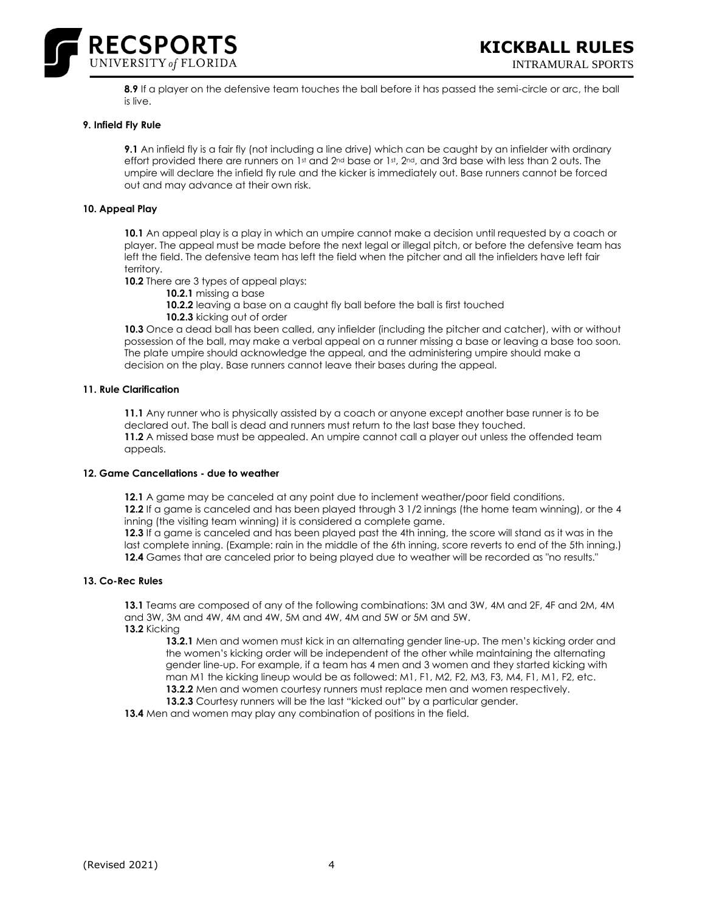**8.9** If a player on the defensive team touches the ball before it has passed the semi-circle or arc, the ball is live.

**9. Infield Fly Rule**

**9.1** An infield fly is a fair fly (not including a line drive) which can be caught by an infielder with ordinary effort provided there are runners on 1st and 2nd base or 1st, 2nd, and 3rd base with less than 2 outs. The umpire will declare the infield fly rule and the kicker is immediately out. Base runners cannot be forced out and may advance at their own risk.

**10. Appeal Play**

**10.1** An appeal play is a play in which an umpire cannot make a decision until requested by a coach or player. The appeal must be made before the next legal or illegal pitch, or before the defensive team has left the field. The defensive team has left the field when the pitcher and all the infielders have left fair territory.

**10.2** There are 3 types of appeal plays:

- **10.2.1** missing a base
- **10.2.2** leaving a base on a caught fly ball before the ball is first touched
- **10.2.3** kicking out of order

**10.3** Once a dead ball has been called, any infielder (including the pitcher and catcher), with or without possession of the ball, may make a verbal appeal on a runner missing a base or leaving a base too soon. The plate umpire should acknowledge the appeal, and the administering umpire should make a decision on the play. Base runners cannot leave their bases during the appeal.

**11. Rule Clarification**

**11.1** Any runner who is physically assisted by a coach or anyone except another base runner is to be declared out. The ball is dead and runners must return to the last base they touched.

**11.2** A missed base must be appealed. An umpire cannot call a player out unless the offended team appeals.

**12. Game Cancellations - due to weather**

**12.1** A game may be canceled at any point due to inclement weather/poor field conditions.

**12.2** If a game is canceled and has been played through 3 1/2 innings (the home team winning), or the 4 inning (the visiting team winning) it is considered a complete game.

**12.3** If a game is canceled and has been played past the 4th inning, the score will stand as it was in the last complete inning. (Example: rain in the middle of the 6th inning, score reverts to end of the 5th inning.)

**12.4** Games that are canceled prior to being played due to weather will be recorded as "no results."

**13. Co-Rec Rules**

**13.1** Teams are composed of any of the following combinations: 3M and 3W, 4M and 2F, 4F and 2M, 4M and 3W, 3M and 4W, 4M and 4W, 5M and 4W, 4M and 5W or 5M and 5W.

**13.2** Kicking

- **13.2.1** Men and women must kick in an alternating gender line-up. The men's kicking order and the women's kicking order will be independent of the other while maintaining the alternating gender line-up. For example, if a team has 4 men and 3 women and they started kicking with man M1 the kicking lineup would be as followed: M1, F1, M2, F2, M3, F3, M4, F1, M1, F2, etc.
- **13.2.2** Men and women courtesy runners must replace men and women respectively.
- **13.2.3** Courtesy runners will be the last "kicked out" by a particular gender.

**13.4** Men and women may play any combination of positions in the field.